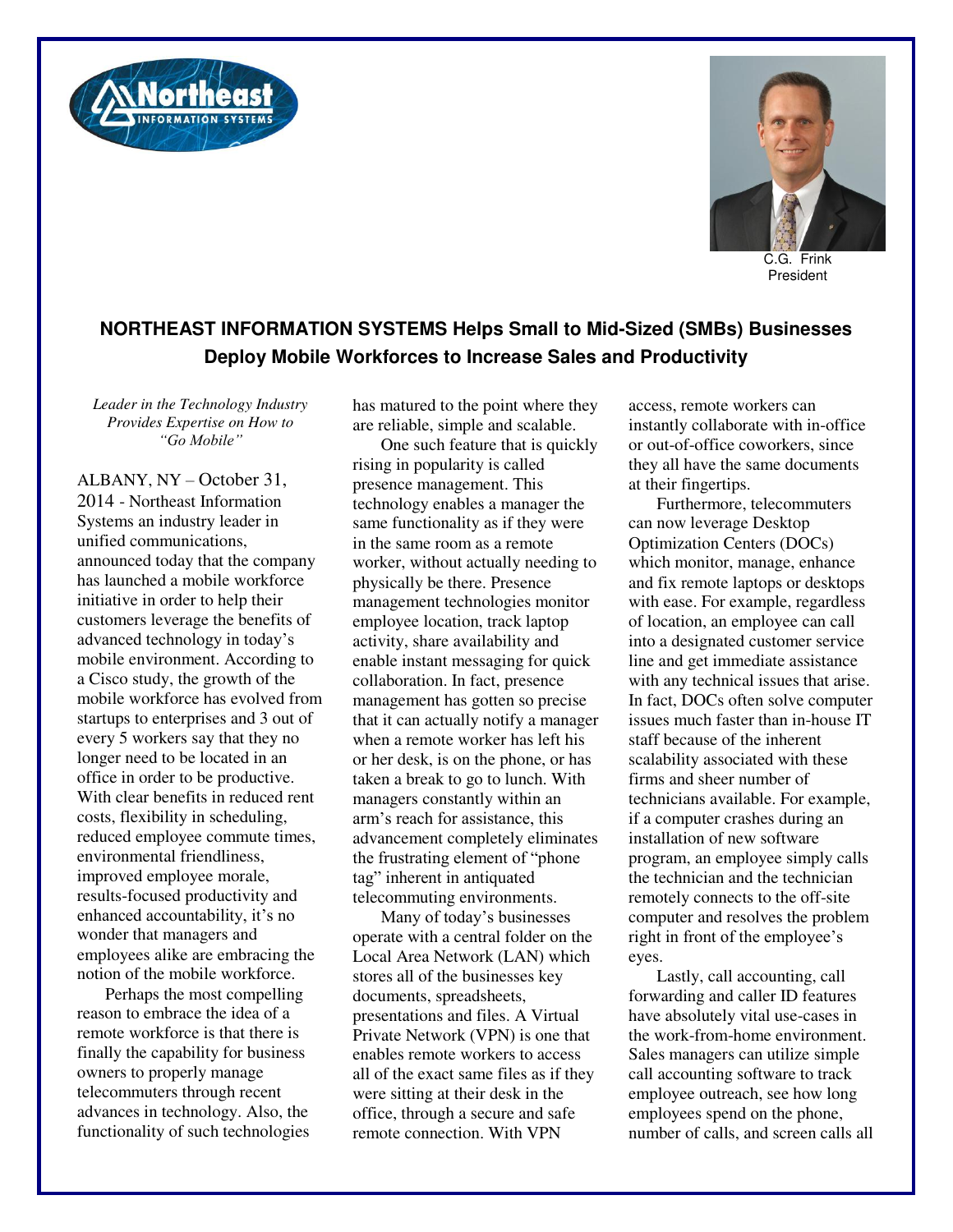C.G. Frink
President

## NORTHEAST INFORMATION SYSTEMS Helps Small to Mid-Sized (SMBs) Businesses Deploy Mobile Workforces to Increase Sales and Productivity

*Leader in the Technology Industry Provides Expertise on How to "Go Mobile"*

ALBANY, NY – October 31, 2014 - Northeast Information Systems an industry leader in unified communications, announced today that the company has launched a mobile workforce initiative in order to help their customers leverage the benefits of advanced technology in today's mobile environment. According to a Cisco study, the growth of the mobile workforce has evolved from startups to enterprises and 3 out of every 5 workers say that they no longer need to be located in an office in order to be productive. With clear benefits in reduced rent costs, flexibility in scheduling, reduced employee commute times, environmental friendliness, improved employee morale, results-focused productivity and enhanced accountability, it's no wonder that managers and employees alike are embracing the notion of the mobile workforce.

Perhaps the most compelling reason to embrace the idea of a remote workforce is that there is finally the capability for business owners to properly manage telecommuters through recent advances in technology. Also, the functionality of such technologies has matured to the point where they are reliable, simple and scalable.

One such feature that is quickly rising in popularity is called presence management. This technology enables a manager the same functionality as if they were in the same room as a remote worker, without actually needing to physically be there. Presence management technologies monitor employee location, track laptop activity, share availability and enable instant messaging for quick collaboration. In fact, presence management has gotten so precise that it can actually notify a manager when a remote worker has left his or her desk, is on the phone, or has taken a break to go to lunch. With managers constantly within an arm's reach for assistance, this advancement completely eliminates the frustrating element of "phone tag" inherent in antiquated telecommuting environments.

Many of today's businesses operate with a central folder on the Local Area Network (LAN) which stores all of the businesses key documents, spreadsheets, presentations and files. A Virtual Private Network (VPN) is one that enables remote workers to access all of the exact same files as if they were sitting at their desk in the office, through a secure and safe remote connection. With VPN access, remote workers can instantly collaborate with in-office or out-of-office coworkers, since they all have the same documents at their fingertips.

Furthermore, telecommuters can now leverage Desktop Optimization Centers (DOCs) which monitor, manage, enhance and fix remote laptops or desktops with ease. For example, regardless of location, an employee can call into a designated customer service line and get immediate assistance with any technical issues that arise. In fact, DOCs often solve computer issues much faster than in-house IT staff because of the inherent scalability associated with these firms and sheer number of technicians available. For example, if a computer crashes during an installation of new software program, an employee simply calls the technician and the technician remotely connects to the off-site computer and resolves the problem right in front of the employee's eyes.

Lastly, call accounting, call forwarding and caller ID features have absolutely vital use-cases in the work-from-home environment. Sales managers can utilize simple call accounting software to track employee outreach, see how long employees spend on the phone, number of calls, and screen calls all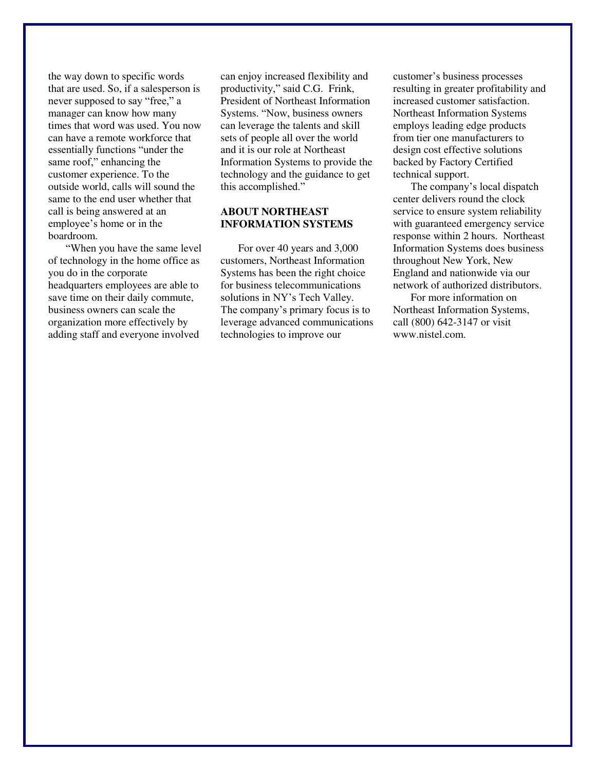the way down to specific words that are used. So, if a salesperson is never supposed to say "free," a manager can know how many times that word was used. You now can have a remote workforce that essentially functions "under the same roof," enhancing the customer experience. To the outside world, calls will sound the same to the end user whether that call is being answered at an employee's home or in the boardroom.

"When you have the same level of technology in the home office as you do in the corporate headquarters employees are able to save time on their daily commute, business owners can scale the organization more effectively by adding staff and everyone involved can enjoy increased flexibility and productivity," said C.G. Frink, President of Northeast Information Systems. "Now, business owners can leverage the talents and skill sets of people all over the world and it is our role at Northeast Information Systems to provide the technology and the guidance to get this accomplished."

**ABOUT NORTHEAST INFORMATION SYSTEMS**

For over 40 years and 3,000 customers, Northeast Information Systems has been the right choice for business telecommunications solutions in NY's Tech Valley. The company's primary focus is to leverage advanced communications technologies to improve our customer's business processes resulting in greater profitability and increased customer satisfaction. Northeast Information Systems employs leading edge products from tier one manufacturers to design cost effective solutions backed by Factory Certified technical support.

The company's local dispatch center delivers round the clock service to ensure system reliability with guaranteed emergency service response within 2 hours. Northeast Information Systems does business throughout New York, New England and nationwide via our network of authorized distributors.

For more information on Northeast Information Systems, call (800) 642-3147 or visit www.nistel.com.